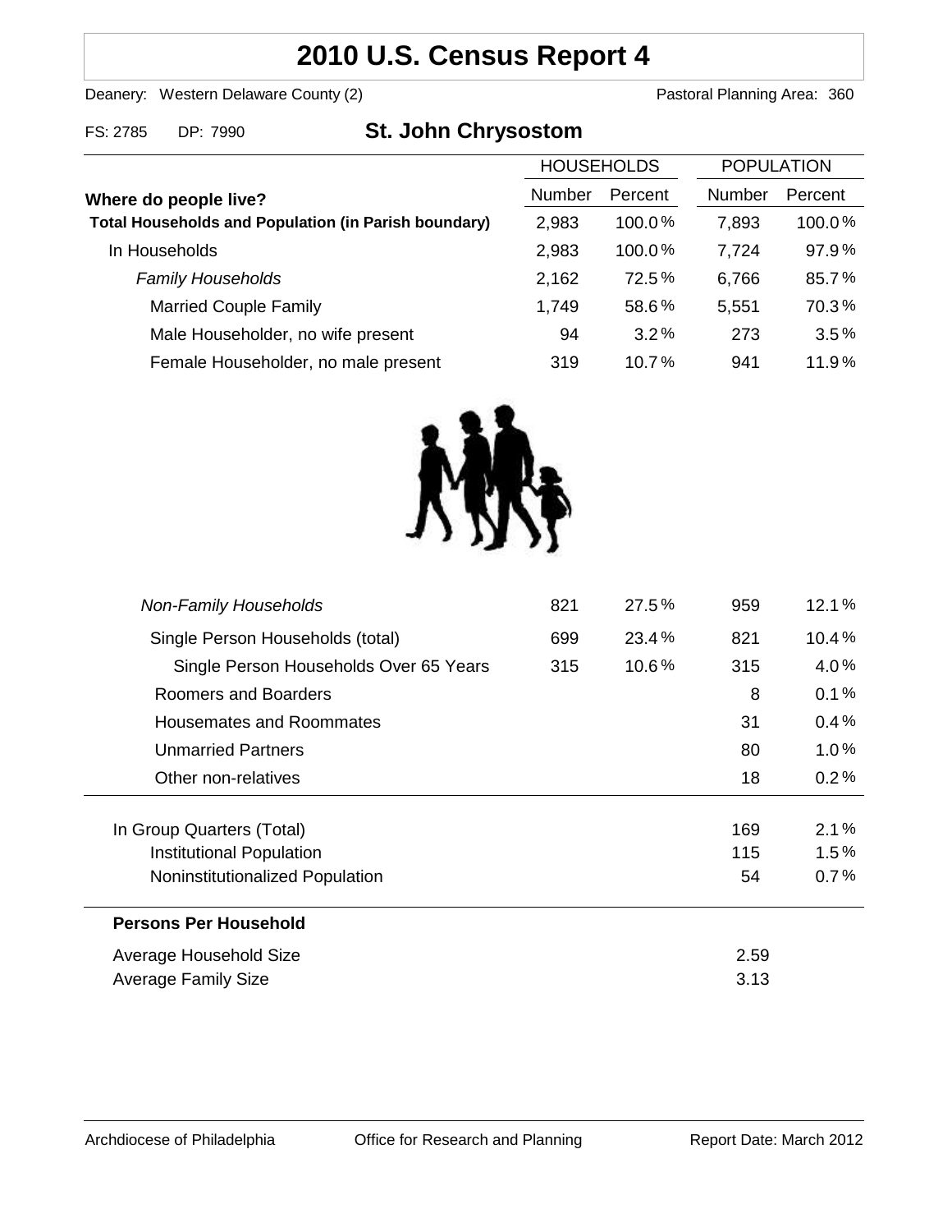# 2010 U.S. Census Report 4

Deanery: Western Delaware County (2) | Pastoral Planning Area: 360

FS: 2785 DP: 7990

## St. John Chrysostom

| Where do people live? | HOUSEHOLDS | | POPULATION | |
|---|---|---|---|---|
| | Number | Percent | Number | Percent |
| **Total Households and Population (in Parish boundary)** | 2,983 | 100.0% | 7,893 | 100.0% |
| In Households | 2,983 | 100.0% | 7,724 | 97.9% |
| *Family Households* | 2,162 | 72.5% | 6,766 | 85.7% |
| Married Couple Family | 1,749 | 58.6% | 5,551 | 70.3% |
| Male Householder, no wife present | 94 | 3.2% | 273 | 3.5% |
| Female Householder, no male present | 319 | 10.7% | 941 | 11.9% |
| *Non-Family Households* | 821 | 27.5% | 959 | 12.1% |
| Single Person Households (total) | 699 | 23.4% | 821 | 10.4% |
| Single Person Households Over 65 Years | 315 | 10.6% | 315 | 4.0% |
| Roomers and Boarders | | | 8 | 0.1% |
| Housemates and Roommates | | | 31 | 0.4% |
| Unmarried Partners | | | 80 | 1.0% |
| Other non-relatives | | | 18 | 0.2% |
| In Group Quarters (Total) | | | 169 | 2.1% |
| Institutional Population | | | 115 | 1.5% |
| Noninstitutionalized Population | | | 54 | 0.7% |

**Persons Per Household**

| | |
|---|---|
| Average Household Size | 2.59 |
| Average Family Size | 3.13 |

Archdiocese of Philadelphia | Office for Research and Planning | Report Date: March 2012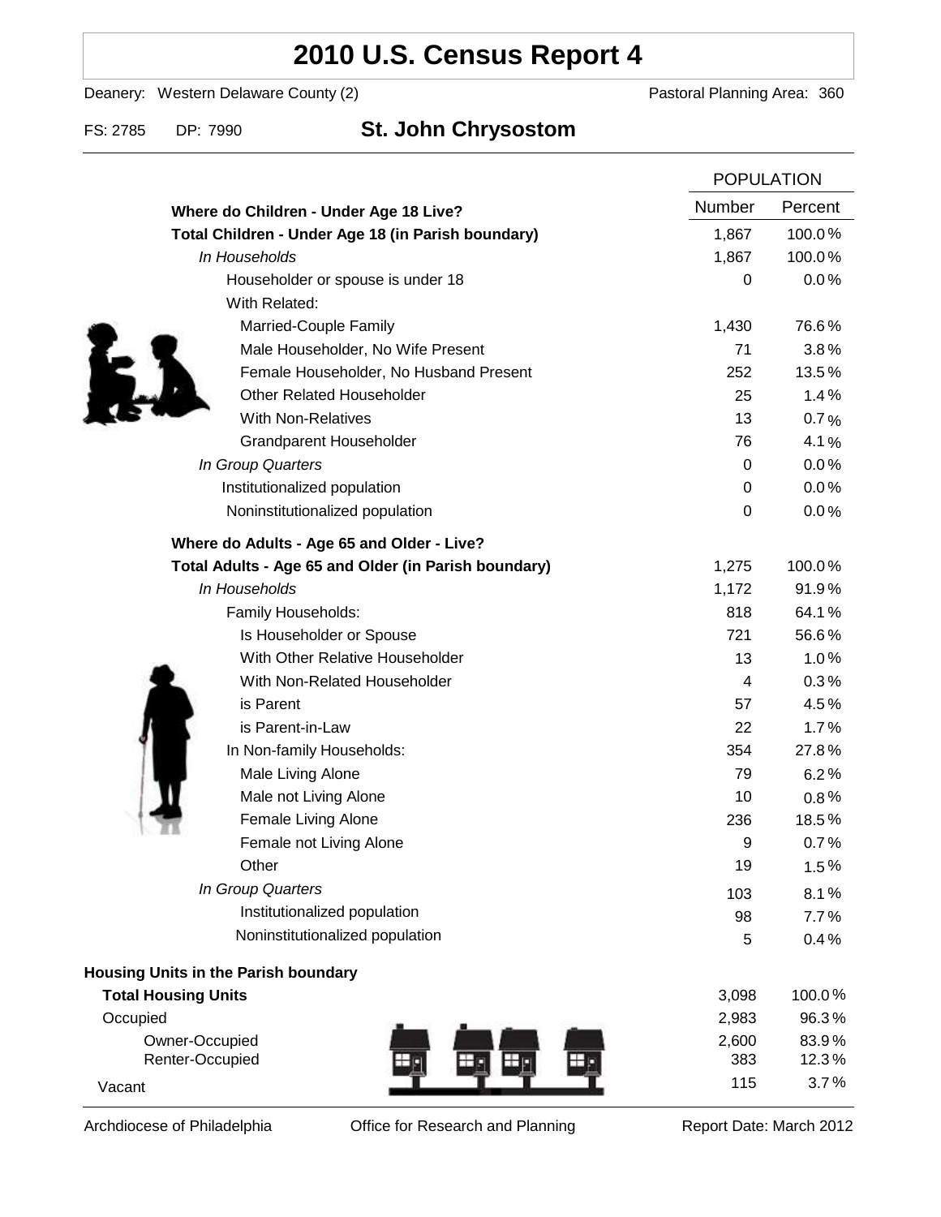# 2010 U.S. Census Report 4

Deanery: Western Delaware County (2) | Pastoral Planning Area: 360

FS: 2785 | DP: 7990

## St. John Chrysostom

| | POPULATION | |
|---|---|---|
| | Number | Percent |
| **Where do Children - Under Age 18 Live?** | | |
| **Total Children - Under Age 18 (in Parish boundary)** | 1,867 | 100.0% |
| *In Households* | 1,867 | 100.0% |
| Householder or spouse is under 18 | 0 | 0.0% |
| With Related: | | |
| Married-Couple Family | 1,430 | 76.6% |
| Male Householder, No Wife Present | 71 | 3.8% |
| Female Householder, No Husband Present | 252 | 13.5% |
| Other Related Householder | 25 | 1.4% |
| With Non-Relatives | 13 | 0.7% |
| Grandparent Householder | 76 | 4.1% |
| *In Group Quarters* | 0 | 0.0% |
| Institutionalized population | 0 | 0.0% |
| Noninstitutionalized population | 0 | 0.0% |
| **Where do Adults - Age 65 and Older - Live?** | | |
| **Total Adults - Age 65 and Older (in Parish boundary)** | 1,275 | 100.0% |
| *In Households* | 1,172 | 91.9% |
| Family Households: | 818 | 64.1% |
| Is Householder or Spouse | 721 | 56.6% |
| With Other Relative Householder | 13 | 1.0% |
| With Non-Related Householder | 4 | 0.3% |
| is Parent | 57 | 4.5% |
| is Parent-in-Law | 22 | 1.7% |
| In Non-family Households: | 354 | 27.8% |
| Male Living Alone | 79 | 6.2% |
| Male not Living Alone | 10 | 0.8% |
| Female Living Alone | 236 | 18.5% |
| Female not Living Alone | 9 | 0.7% |
| Other | 19 | 1.5% |
| *In Group Quarters* | 103 | 8.1% |
| Institutionalized population | 98 | 7.7% |
| Noninstitutionalized population | 5 | 0.4% |
| **Housing Units in the Parish boundary** | | |
| **Total Housing Units** | 3,098 | 100.0% |
| Occupied | 2,983 | 96.3% |
| Owner-Occupied | 2,600 | 83.9% |
| Renter-Occupied | 383 | 12.3% |
| Vacant | 115 | 3.7% |

Archdiocese of Philadelphia | Office for Research and Planning | Report Date: March 2012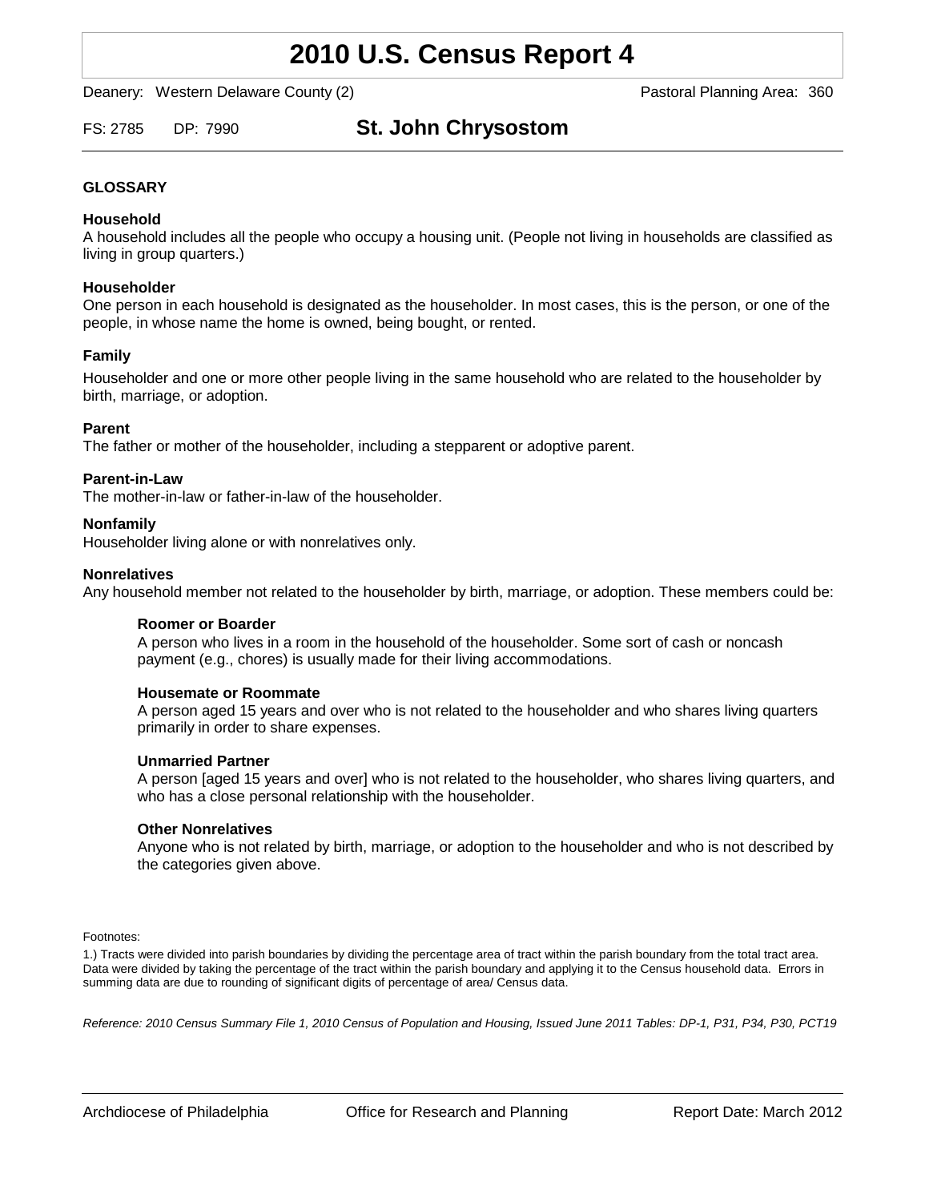# 2010 U.S. Census Report 4

Deanery: Western Delaware County (2) Pastoral Planning Area: 360

FS: 2785 DP: 7990 **St. John Chrysostom**

## GLOSSARY

**Household**
A household includes all the people who occupy a housing unit. (People not living in households are classified as living in group quarters.)

**Householder**
One person in each household is designated as the householder. In most cases, this is the person, or one of the people, in whose name the home is owned, being bought, or rented.

**Family**
Householder and one or more other people living in the same household who are related to the householder by birth, marriage, or adoption.

**Parent**
The father or mother of the householder, including a stepparent or adoptive parent.

**Parent-in-Law**
The mother-in-law or father-in-law of the householder.

**Nonfamily**
Householder living alone or with nonrelatives only.

**Nonrelatives**
Any household member not related to the householder by birth, marriage, or adoption. These members could be:

> **Roomer or Boarder**
> A person who lives in a room in the household of the householder. Some sort of cash or noncash payment (e.g., chores) is usually made for their living accommodations.
>
> **Housemate or Roommate**
> A person aged 15 years and over who is not related to the householder and who shares living quarters primarily in order to share expenses.
>
> **Unmarried Partner**
> A person [aged 15 years and over] who is not related to the householder, who shares living quarters, and who has a close personal relationship with the householder.
>
> **Other Nonrelatives**
> Anyone who is not related by birth, marriage, or adoption to the householder and who is not described by the categories given above.

Footnotes:

1.) Tracts were divided into parish boundaries by dividing the percentage area of tract within the parish boundary from the total tract area. Data were divided by taking the percentage of the tract within the parish boundary and applying it to the Census household data. Errors in summing data are due to rounding of significant digits of percentage of area/ Census data.

*Reference: 2010 Census Summary File 1, 2010 Census of Population and Housing, Issued June 2011 Tables: DP-1, P31, P34, P30, PCT19*

Archdiocese of Philadelphia Office for Research and Planning Report Date: March 2012